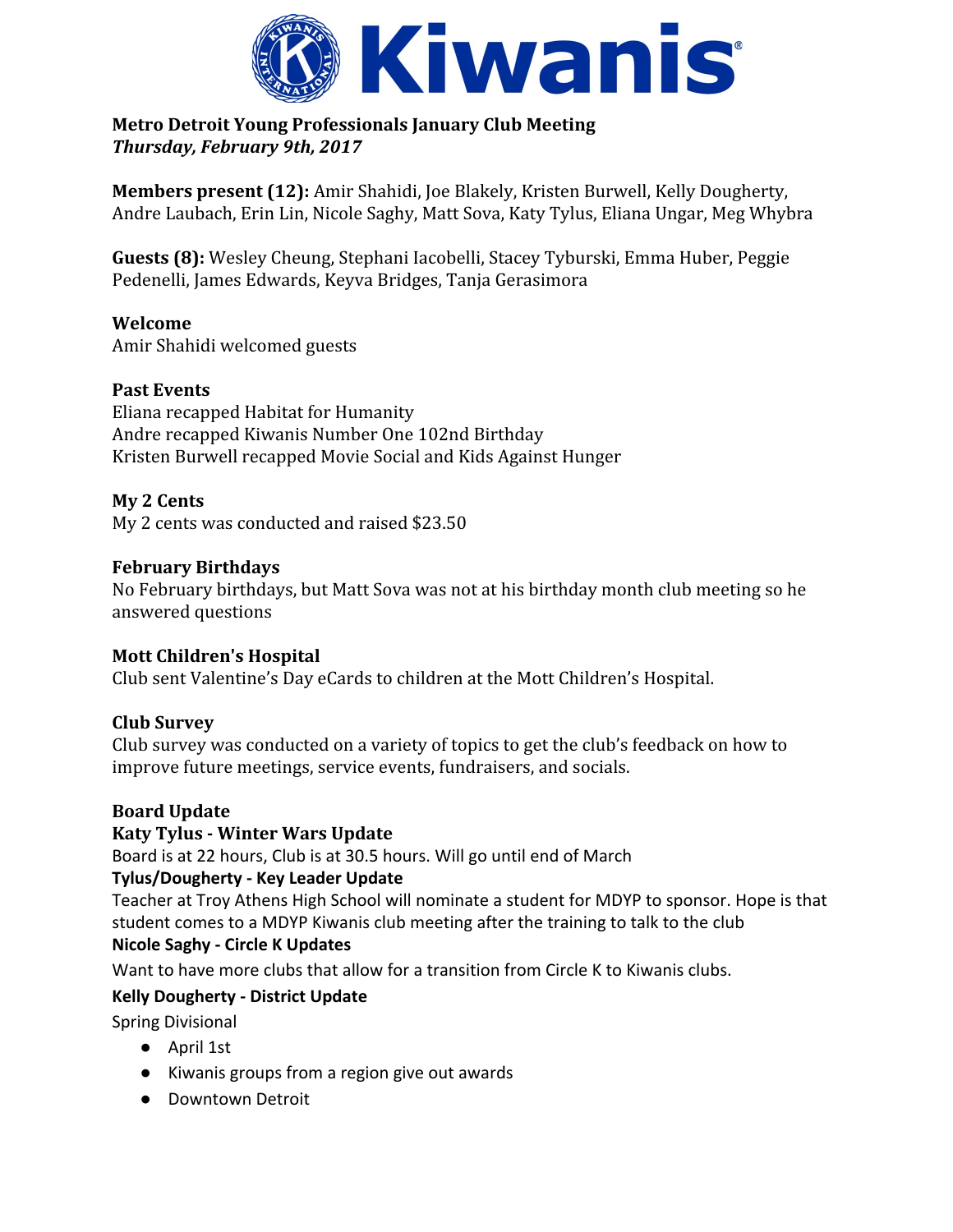**Kiwanis**

**Metro Detroit Young Professionals January Club Meeting**
***Thursday, February 9th, 2017***

**Members present (12):** Amir Shahidi, Joe Blakely, Kristen Burwell, Kelly Dougherty, Andre Laubach, Erin Lin, Nicole Saghy, Matt Sova, Katy Tylus, Eliana Ungar, Meg Whybra

**Guests (8):** Wesley Cheung, Stephani Iacobelli, Stacey Tyburski, Emma Huber, Peggie Pedenelli, James Edwards, Keyva Bridges, Tanja Gerasimora

**Welcome**
Amir Shahidi welcomed guests

**Past Events**
Eliana recapped Habitat for Humanity
Andre recapped Kiwanis Number One 102nd Birthday
Kristen Burwell recapped Movie Social and Kids Against Hunger

**My 2 Cents**
My 2 cents was conducted and raised $23.50

**February Birthdays**
No February birthdays, but Matt Sova was not at his birthday month club meeting so he answered questions

**Mott Children's Hospital**
Club sent Valentine's Day eCards to children at the Mott Children's Hospital.

**Club Survey**
Club survey was conducted on a variety of topics to get the club's feedback on how to improve future meetings, service events, fundraisers, and socials.

**Board Update**

**Katy Tylus - Winter Wars Update**
Board is at 22 hours, Club is at 30.5 hours. Will go until end of March

**Tylus/Dougherty - Key Leader Update**
Teacher at Troy Athens High School will nominate a student for MDYP to sponsor. Hope is that student comes to a MDYP Kiwanis club meeting after the training to talk to the club

**Nicole Saghy - Circle K Updates**
Want to have more clubs that allow for a transition from Circle K to Kiwanis clubs.

**Kelly Dougherty - District Update**
Spring Divisional

- April 1st
- Kiwanis groups from a region give out awards
- Downtown Detroit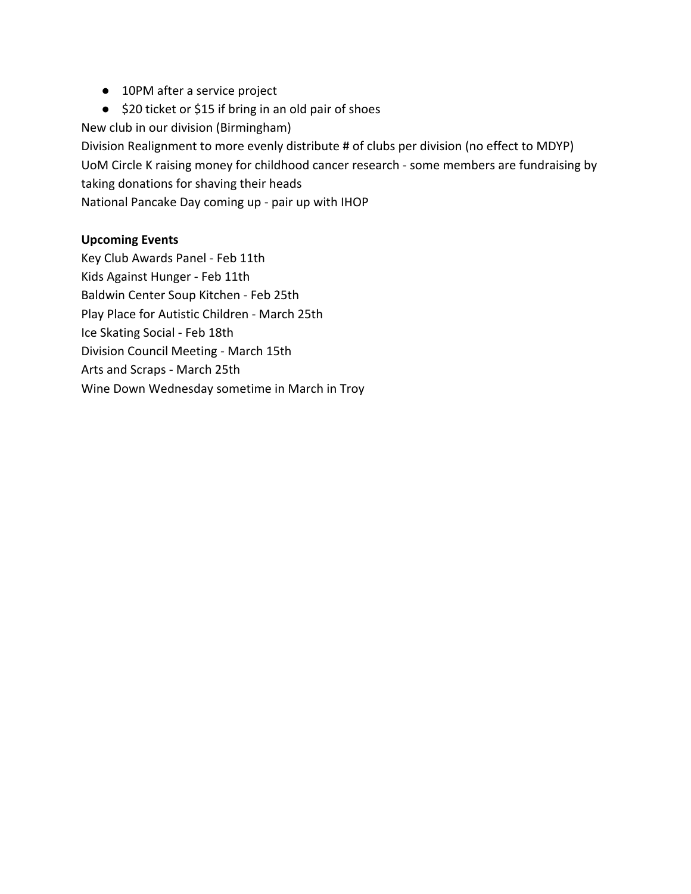- 10PM after a service project
- $20 ticket or $15 if bring in an old pair of shoes

New club in our division (Birmingham)

Division Realignment to more evenly distribute # of clubs per division (no effect to MDYP)

UoM Circle K raising money for childhood cancer research - some members are fundraising by taking donations for shaving their heads

National Pancake Day coming up - pair up with IHOP

**Upcoming Events**

Key Club Awards Panel - Feb 11th

Kids Against Hunger - Feb 11th

Baldwin Center Soup Kitchen - Feb 25th

Play Place for Autistic Children - March 25th

Ice Skating Social - Feb 18th

Division Council Meeting - March 15th

Arts and Scraps - March 25th

Wine Down Wednesday sometime in March in Troy